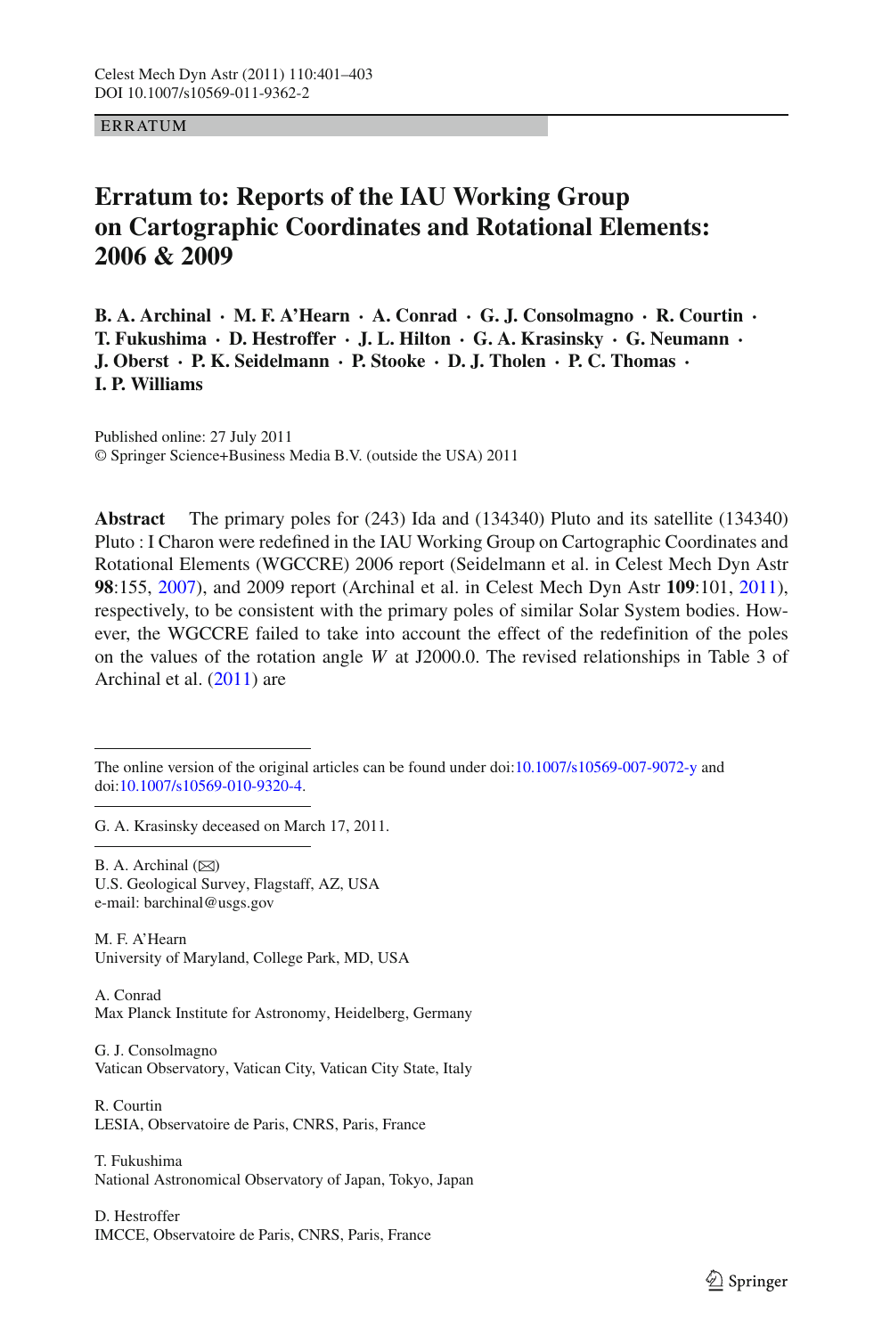ERRATUM

# Erratum to: Reports of the IAU Working Group on Cartographic Coordinates and Rotational Elements: 2006 & 2009

**B. A. Archinal · M. F. A'Hearn · A. Conrad · G. J. Consolmagno · R. Courtin · T. Fukushima · D. Hestroffer · J. L. Hilton · G. A. Krasinsky · G. Neumann · J. Oberst · P. K. Seidelmann · P. Stooke · D. J. Tholen · P. C. Thomas · I. P. Williams**

Published online: 27 July 2011
© Springer Science+Business Media B.V. (outside the USA) 2011

**Abstract** The primary poles for (243) Ida and (134340) Pluto and its satellite (134340) Pluto : I Charon were redefined in the IAU Working Group on Cartographic Coordinates and Rotational Elements (WGCCRE) 2006 report (Seidelmann et al. in Celest Mech Dyn Astr **98**:155, 2007), and 2009 report (Archinal et al. in Celest Mech Dyn Astr **109**:101, 2011), respectively, to be consistent with the primary poles of similar Solar System bodies. However, the WGCCRE failed to take into account the effect of the redefinition of the poles on the values of the rotation angle *W* at J2000.0. The revised relationships in Table 3 of Archinal et al. (2011) are

---

The online version of the original articles can be found under doi:10.1007/s10569-007-9072-y and doi:10.1007/s10569-010-9320-4.

G. A. Krasinsky deceased on March 17, 2011.

B. A. Archinal (✉)
U.S. Geological Survey, Flagstaff, AZ, USA
e-mail: barchinal@usgs.gov

M. F. A'Hearn
University of Maryland, College Park, MD, USA

A. Conrad
Max Planck Institute for Astronomy, Heidelberg, Germany

G. J. Consolmagno
Vatican Observatory, Vatican City, Vatican City State, Italy

R. Courtin
LESIA, Observatoire de Paris, CNRS, Paris, France

T. Fukushima
National Astronomical Observatory of Japan, Tokyo, Japan

D. Hestroffer
IMCCE, Observatoire de Paris, CNRS, Paris, France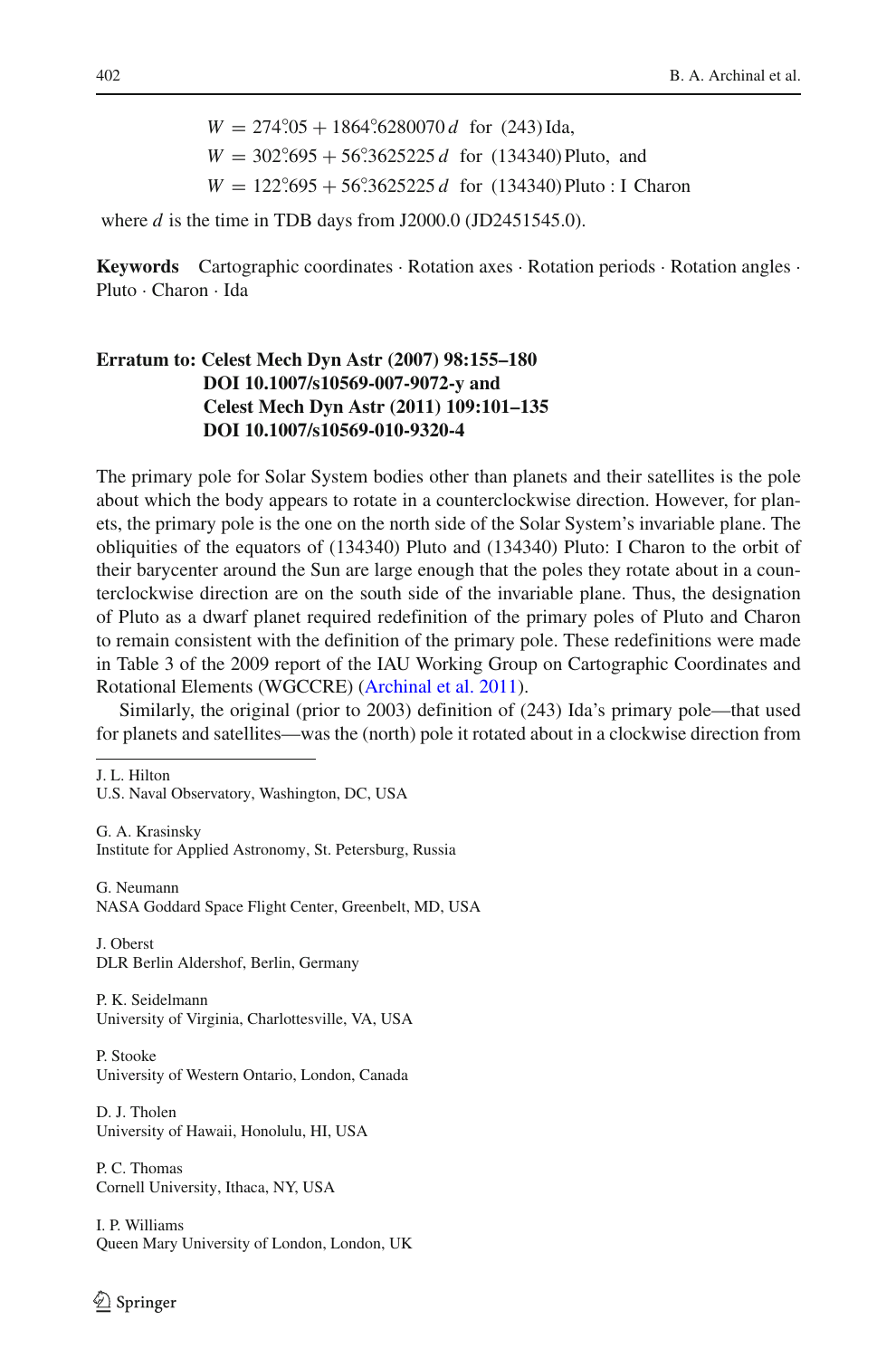$$W = 274^\circ\!.05 + 1864^\circ\!.6280070\,d \quad \text{for (243) Ida,}$$
$$W = 302^\circ\!.695 + 56^\circ\!.3625225\,d \quad \text{for (134340) Pluto, and}$$
$$W = 122^\circ\!.695 + 56^\circ\!.3625225\,d \quad \text{for (134340) Pluto : I Charon}$$

where $d$ is the time in TDB days from J2000.0 (JD2451545.0).

**Keywords** Cartographic coordinates · Rotation axes · Rotation periods · Rotation angles · Pluto · Charon · Ida

**Erratum to: Celest Mech Dyn Astr (2007) 98:155–180 DOI 10.1007/s10569-007-9072-y and Celest Mech Dyn Astr (2011) 109:101–135 DOI 10.1007/s10569-010-9320-4**

The primary pole for Solar System bodies other than planets and their satellites is the pole about which the body appears to rotate in a counterclockwise direction. However, for planets, the primary pole is the one on the north side of the Solar System's invariable plane. The obliquities of the equators of (134340) Pluto and (134340) Pluto: I Charon to the orbit of their barycenter around the Sun are large enough that the poles they rotate about in a counterclockwise direction are on the south side of the invariable plane. Thus, the designation of Pluto as a dwarf planet required redefinition of the primary poles of Pluto and Charon to remain consistent with the definition of the primary pole. These redefinitions were made in Table 3 of the 2009 report of the IAU Working Group on Cartographic Coordinates and Rotational Elements (WGCCRE) (Archinal et al. 2011).

Similarly, the original (prior to 2003) definition of (243) Ida's primary pole—that used for planets and satellites—was the (north) pole it rotated about in a clockwise direction from

---

J. L. Hilton
U.S. Naval Observatory, Washington, DC, USA

G. A. Krasinsky
Institute for Applied Astronomy, St. Petersburg, Russia

G. Neumann
NASA Goddard Space Flight Center, Greenbelt, MD, USA

J. Oberst
DLR Berlin Aldershof, Berlin, Germany

P. K. Seidelmann
University of Virginia, Charlottesville, VA, USA

P. Stooke
University of Western Ontario, London, Canada

D. J. Tholen
University of Hawaii, Honolulu, HI, USA

P. C. Thomas
Cornell University, Ithaca, NY, USA

I. P. Williams
Queen Mary University of London, London, UK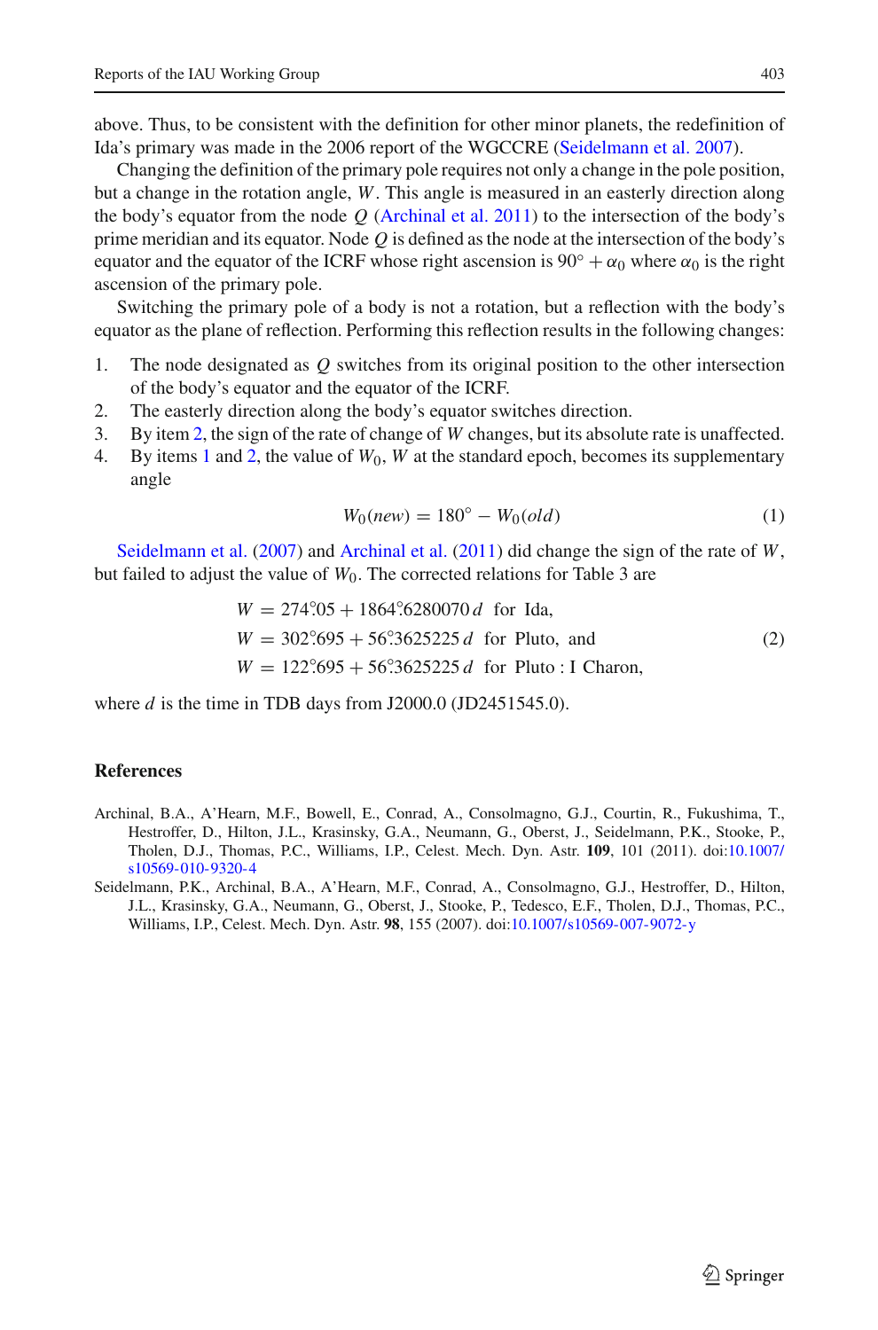above. Thus, to be consistent with the definition for other minor planets, the redefinition of Ida's primary was made in the 2006 report of the WGCCRE (Seidelmann et al. 2007).

Changing the definition of the primary pole requires not only a change in the pole position, but a change in the rotation angle, $W$. This angle is measured in an easterly direction along the body's equator from the node $Q$ (Archinal et al. 2011) to the intersection of the body's prime meridian and its equator. Node $Q$ is defined as the node at the intersection of the body's equator and the equator of the ICRF whose right ascension is $90^\circ + \alpha_0$ where $\alpha_0$ is the right ascension of the primary pole.

Switching the primary pole of a body is not a rotation, but a reflection with the body's equator as the plane of reflection. Performing this reflection results in the following changes:

1. The node designated as $Q$ switches from its original position to the other intersection of the body's equator and the equator of the ICRF.
2. The easterly direction along the body's equator switches direction.
3. By item 2, the sign of the rate of change of $W$ changes, but its absolute rate is unaffected.
4. By items 1 and 2, the value of $W_0$, $W$ at the standard epoch, becomes its supplementary angle

$$W_0(new) = 180^\circ - W_0(old) \tag{1}$$

Seidelmann et al. (2007) and Archinal et al. (2011) did change the sign of the rate of $W$, but failed to adjust the value of $W_0$. The corrected relations for Table 3 are

$$\begin{aligned}
W &= 274^\circ\!.05 + 1864^\circ\!.6280070\,d \quad \text{for Ida,} \\
W &= 302^\circ\!.695 + 56^\circ\!.3625225\,d \quad \text{for Pluto, and} \\
W &= 122^\circ\!.695 + 56^\circ\!.3625225\,d \quad \text{for Pluto : I Charon,}
\end{aligned} \tag{2}$$

where $d$ is the time in TDB days from J2000.0 (JD2451545.0).

## References

Archinal, B.A., A'Hearn, M.F., Bowell, E., Conrad, A., Consolmagno, G.J., Courtin, R., Fukushima, T., Hestroffer, D., Hilton, J.L., Krasinsky, G.A., Neumann, G., Oberst, J., Seidelmann, P.K., Stooke, P., Tholen, D.J., Thomas, P.C., Williams, I.P., Celest. Mech. Dyn. Astr. **109**, 101 (2011). doi:10.1007/s10569-010-9320-4

Seidelmann, P.K., Archinal, B.A., A'Hearn, M.F., Conrad, A., Consolmagno, G.J., Hestroffer, D., Hilton, J.L., Krasinsky, G.A., Neumann, G., Oberst, J., Stooke, P., Tedesco, E.F., Tholen, D.J., Thomas, P.C., Williams, I.P., Celest. Mech. Dyn. Astr. **98**, 155 (2007). doi:10.1007/s10569-007-9072-y